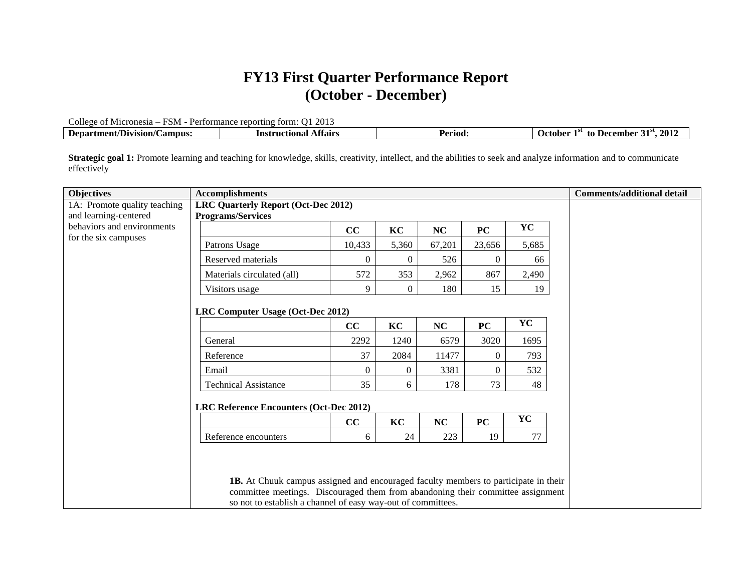# FY13 First Quarter Performance Report
# (October - December)

College of Micronesia – FSM - Performance reporting form: Q1 2013

| Department/Division/Campus: | Instructional Affairs | Period: | October 1st to December 31st, 2012 |
|---|---|---|---|

**Strategic goal 1:** Promote learning and teaching for knowledge, skills, creativity, intellect, and the abilities to seek and analyze information and to communicate effectively

**Objectives:** 1A: Promote quality teaching and learning-centered behaviors and environments for the six campuses

**Accomplishments**

**LRC Quarterly Report (Oct-Dec 2012)**

**Programs/Services**

| | CC | KC | NC | PC | YC |
|---|---|---|---|---|---|
| Patrons Usage | 10,433 | 5,360 | 67,201 | 23,656 | 5,685 |
| Reserved materials | 0 | 0 | 526 | 0 | 66 |
| Materials circulated (all) | 572 | 353 | 2,962 | 867 | 2,490 |
| Visitors usage | 9 | 0 | 180 | 15 | 19 |

**LRC Computer Usage (Oct-Dec 2012)**

| | CC | KC | NC | PC | YC |
|---|---|---|---|---|---|
| General | 2292 | 1240 | 6579 | 3020 | 1695 |
| Reference | 37 | 2084 | 11477 | 0 | 793 |
| Email | 0 | 0 | 3381 | 0 | 532 |
| Technical Assistance | 35 | 6 | 178 | 73 | 48 |

**LRC Reference Encounters (Oct-Dec 2012)**

| | CC | KC | NC | PC | YC |
|---|---|---|---|---|---|
| Reference encounters | 6 | 24 | 223 | 19 | 77 |

**1B.** At Chuuk campus assigned and encouraged faculty members to participate in their committee meetings. Discouraged them from abandoning their committee assignment so not to establish a channel of easy way-out of committees.

**Comments/additional detail**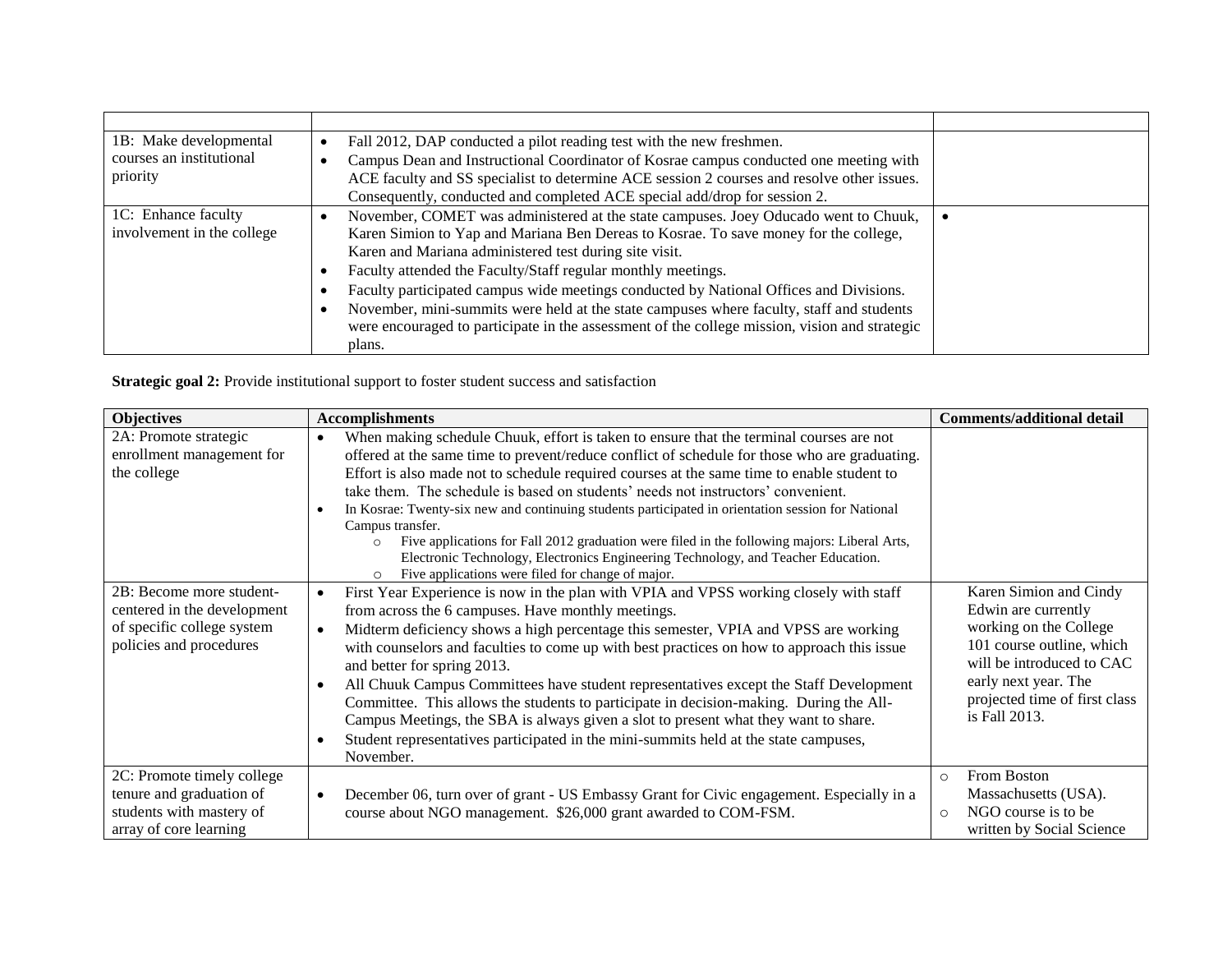| | | |
|---|---|---|
| 1B: Make developmental courses an institutional priority | • Fall 2012, DAP conducted a pilot reading test with the new freshmen.<br>• Campus Dean and Instructional Coordinator of Kosrae campus conducted one meeting with ACE faculty and SS specialist to determine ACE session 2 courses and resolve other issues. Consequently, conducted and completed ACE special add/drop for session 2. | |
| 1C: Enhance faculty involvement in the college | • November, COMET was administered at the state campuses. Joey Oducado went to Chuuk, Karen Simion to Yap and Mariana Ben Dereas to Kosrae. To save money for the college, Karen and Mariana administered test during site visit.<br>• Faculty attended the Faculty/Staff regular monthly meetings.<br>• Faculty participated campus wide meetings conducted by National Offices and Divisions.<br>• November, mini-summits were held at the state campuses where faculty, staff and students were encouraged to participate in the assessment of the college mission, vision and strategic plans. | • |

**Strategic goal 2:** Provide institutional support to foster student success and satisfaction

| Objectives | Accomplishments | Comments/additional detail |
|---|---|---|
| 2A: Promote strategic enrollment management for the college | • When making schedule Chuuk, effort is taken to ensure that the terminal courses are not offered at the same time to prevent/reduce conflict of schedule for those who are graduating. Effort is also made not to schedule required courses at the same time to enable student to take them. The schedule is based on students' needs not instructors' convenient.<br>• In Kosrae: Twenty-six new and continuing students participated in orientation session for National Campus transfer.<br>&nbsp;&nbsp;&nbsp;&nbsp;○ Five applications for Fall 2012 graduation were filed in the following majors: Liberal Arts, Electronic Technology, Electronics Engineering Technology, and Teacher Education.<br>&nbsp;&nbsp;&nbsp;&nbsp;○ Five applications were filed for change of major. | |
| 2B: Become more student-centered in the development of specific college system policies and procedures | • First Year Experience is now in the plan with VPIA and VPSS working closely with staff from across the 6 campuses. Have monthly meetings.<br>• Midterm deficiency shows a high percentage this semester, VPIA and VPSS are working with counselors and faculties to come up with best practices on how to approach this issue and better for spring 2013.<br>• All Chuuk Campus Committees have student representatives except the Staff Development Committee. This allows the students to participate in decision-making. During the All-Campus Meetings, the SBA is always given a slot to present what they want to share.<br>• Student representatives participated in the mini-summits held at the state campuses, November. | Karen Simion and Cindy Edwin are currently working on the College 101 course outline, which will be introduced to CAC early next year. The projected time of first class is Fall 2013. |
| 2C: Promote timely college tenure and graduation of students with mastery of array of core learning | • December 06, turn over of grant - US Embassy Grant for Civic engagement. Especially in a course about NGO management. $26,000 grant awarded to COM-FSM. | ○ From Boston Massachusetts (USA).<br>○ NGO course is to be written by Social Science |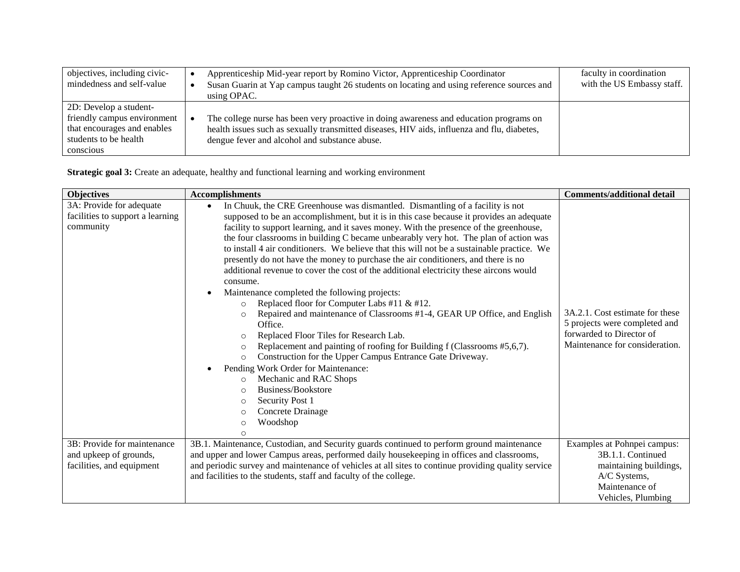| | | |
|---|---|---|
| objectives, including civic-mindedness and self-value | • Apprenticeship Mid-year report by Romino Victor, Apprenticeship Coordinator<br>• Susan Guarin at Yap campus taught 26 students on locating and using reference sources and using OPAC. | faculty in coordination with the US Embassy staff. |
| 2D: Develop a student-friendly campus environment that encourages and enables students to be health conscious | • The college nurse has been very proactive in doing awareness and education programs on health issues such as sexually transmitted diseases, HIV aids, influenza and flu, diabetes, dengue fever and alcohol and substance abuse. | |

**Strategic goal 3:** Create an adequate, healthy and functional learning and working environment

| Objectives | Accomplishments | Comments/additional detail |
|---|---|---|
| 3A: Provide for adequate facilities to support a learning community | • In Chuuk, the CRE Greenhouse was dismantled. Dismantling of a facility is not supposed to be an accomplishment, but it is in this case because it provides an adequate facility to support learning, and it saves money. With the presence of the greenhouse, the four classrooms in building C became unbearably very hot. The plan of action was to install 4 air conditioners. We believe that this will not be a sustainable practice. We presently do not have the money to purchase the air conditioners, and there is no additional revenue to cover the cost of the additional electricity these aircons would consume.<br>• Maintenance completed the following projects:<br>&nbsp;&nbsp;&nbsp;&nbsp;○ Replaced floor for Computer Labs #11 & #12.<br>&nbsp;&nbsp;&nbsp;&nbsp;○ Repaired and maintenance of Classrooms #1-4, GEAR UP Office, and English Office.<br>&nbsp;&nbsp;&nbsp;&nbsp;○ Replaced Floor Tiles for Research Lab.<br>&nbsp;&nbsp;&nbsp;&nbsp;○ Replacement and painting of roofing for Building f (Classrooms #5,6,7).<br>&nbsp;&nbsp;&nbsp;&nbsp;○ Construction for the Upper Campus Entrance Gate Driveway.<br>• Pending Work Order for Maintenance:<br>&nbsp;&nbsp;&nbsp;&nbsp;○ Mechanic and RAC Shops<br>&nbsp;&nbsp;&nbsp;&nbsp;○ Business/Bookstore<br>&nbsp;&nbsp;&nbsp;&nbsp;○ Security Post 1<br>&nbsp;&nbsp;&nbsp;&nbsp;○ Concrete Drainage<br>&nbsp;&nbsp;&nbsp;&nbsp;○ Woodshop<br>&nbsp;&nbsp;&nbsp;&nbsp;○ | 3A.2.1. Cost estimate for these 5 projects were completed and forwarded to Director of Maintenance for consideration. |
| 3B: Provide for maintenance and upkeep of grounds, facilities, and equipment | 3B.1. Maintenance, Custodian, and Security guards continued to perform ground maintenance and upper and lower Campus areas, performed daily housekeeping in offices and classrooms, and periodic survey and maintenance of vehicles at all sites to continue providing quality service and facilities to the students, staff and faculty of the college. | Examples at Pohnpei campus:<br>3B.1.1. Continued maintaining buildings, A/C Systems, Maintenance of Vehicles, Plumbing |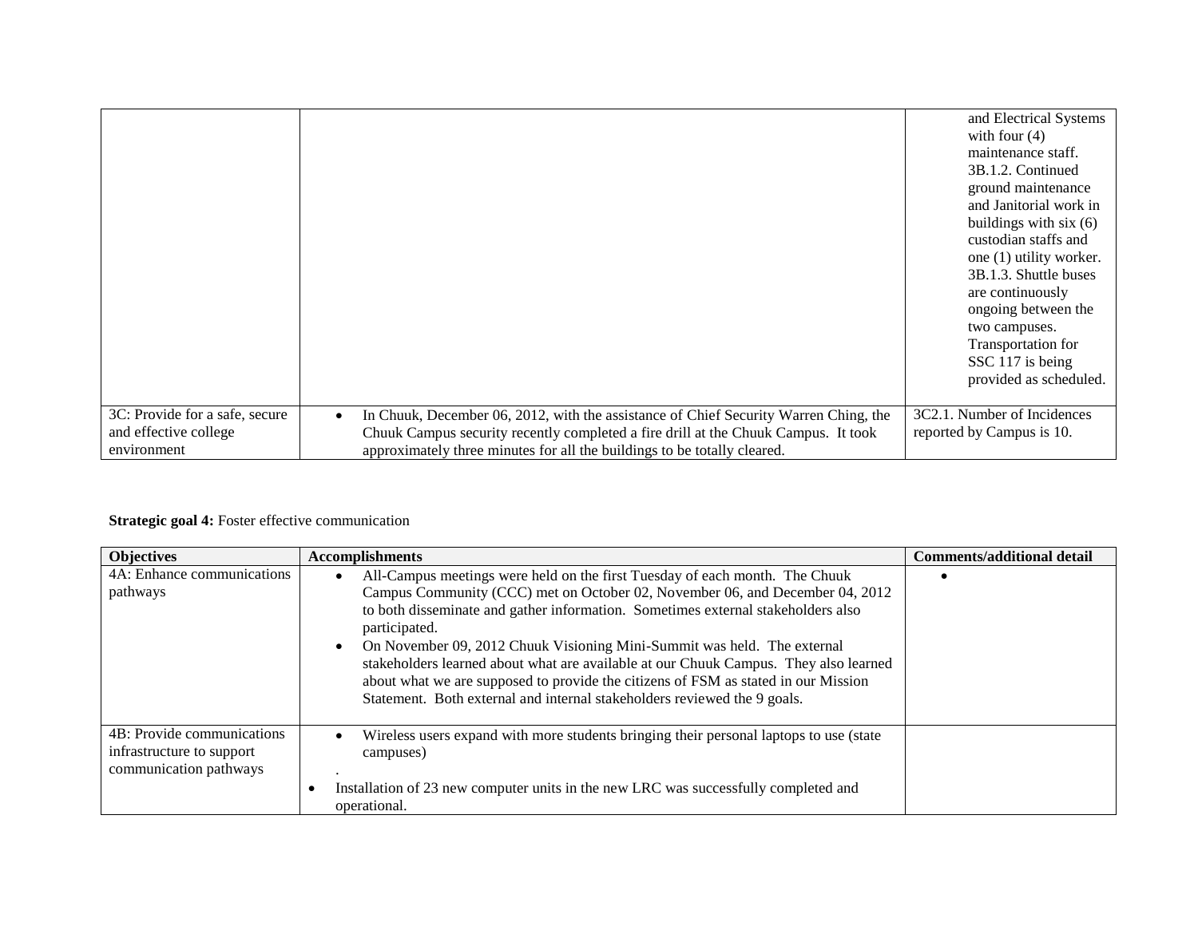| | | |
|---|---|---|
| | | and Electrical Systems with four (4) maintenance staff. 3B.1.2. Continued ground maintenance and Janitorial work in buildings with six (6) custodian staffs and one (1) utility worker. 3B.1.3. Shuttle buses are continuously ongoing between the two campuses. Transportation for SSC 117 is being provided as scheduled. |
| 3C: Provide for a safe, secure and effective college environment | • In Chuuk, December 06, 2012, with the assistance of Chief Security Warren Ching, the Chuuk Campus security recently completed a fire drill at the Chuuk Campus. It took approximately three minutes for all the buildings to be totally cleared. | 3C2.1. Number of Incidences reported by Campus is 10. |

**Strategic goal 4:** Foster effective communication

| Objectives | Accomplishments | Comments/additional detail |
|---|---|---|
| 4A: Enhance communications pathways | • All-Campus meetings were held on the first Tuesday of each month. The Chuuk Campus Community (CCC) met on October 02, November 06, and December 04, 2012 to both disseminate and gather information. Sometimes external stakeholders also participated.<br>• On November 09, 2012 Chuuk Visioning Mini-Summit was held. The external stakeholders learned about what are available at our Chuuk Campus. They also learned about what we are supposed to provide the citizens of FSM as stated in our Mission Statement. Both external and internal stakeholders reviewed the 9 goals. | • |
| 4B: Provide communications infrastructure to support communication pathways | • Wireless users expand with more students bringing their personal laptops to use (state campuses)<br>.<br>• Installation of 23 new computer units in the new LRC was successfully completed and operational. | |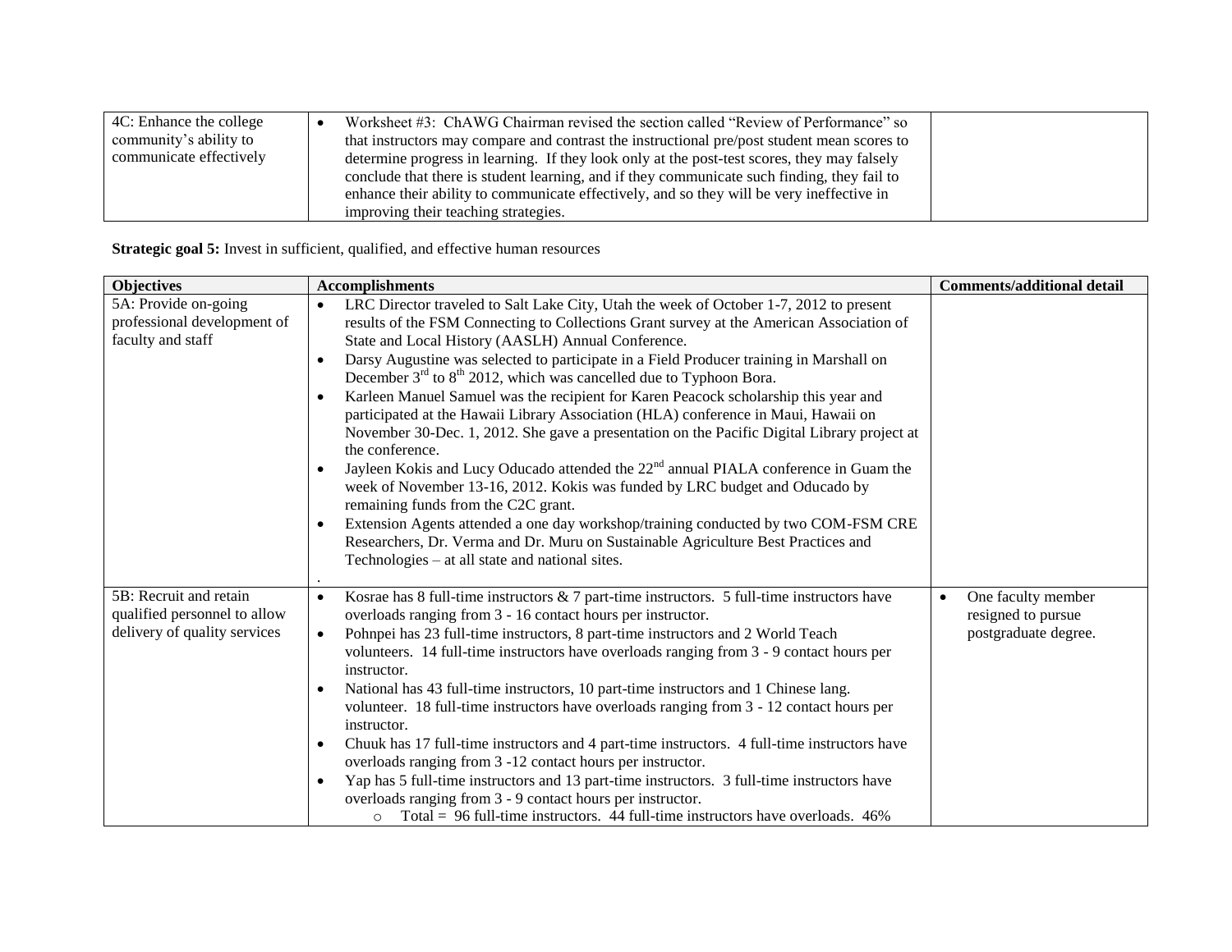| | | |
|---|---|---|
| 4C: Enhance the college community's ability to communicate effectively | • Worksheet #3: ChAWG Chairman revised the section called "Review of Performance" so that instructors may compare and contrast the instructional pre/post student mean scores to determine progress in learning. If they look only at the post-test scores, they may falsely conclude that there is student learning, and if they communicate such finding, they fail to enhance their ability to communicate effectively, and so they will be very ineffective in improving their teaching strategies. | |

**Strategic goal 5:** Invest in sufficient, qualified, and effective human resources

| Objectives | Accomplishments | Comments/additional detail |
|---|---|---|
| 5A: Provide on-going professional development of faculty and staff | • LRC Director traveled to Salt Lake City, Utah the week of October 1-7, 2012 to present results of the FSM Connecting to Collections Grant survey at the American Association of State and Local History (AASLH) Annual Conference.<br>• Darsy Augustine was selected to participate in a Field Producer training in Marshall on December 3rd to 8th 2012, which was cancelled due to Typhoon Bora.<br>• Karleen Manuel Samuel was the recipient for Karen Peacock scholarship this year and participated at the Hawaii Library Association (HLA) conference in Maui, Hawaii on November 30-Dec. 1, 2012. She gave a presentation on the Pacific Digital Library project at the conference.<br>• Jayleen Kokis and Lucy Oducado attended the 22nd annual PIALA conference in Guam the week of November 13-16, 2012. Kokis was funded by LRC budget and Oducado by remaining funds from the C2C grant.<br>• Extension Agents attended a one day workshop/training conducted by two COM-FSM CRE Researchers, Dr. Verma and Dr. Muru on Sustainable Agriculture Best Practices and Technologies – at all state and national sites.<br>. | |
| 5B: Recruit and retain qualified personnel to allow delivery of quality services | • Kosrae has 8 full-time instructors & 7 part-time instructors. 5 full-time instructors have overloads ranging from 3 - 16 contact hours per instructor.<br>• Pohnpei has 23 full-time instructors, 8 part-time instructors and 2 World Teach volunteers. 14 full-time instructors have overloads ranging from 3 - 9 contact hours per instructor.<br>• National has 43 full-time instructors, 10 part-time instructors and 1 Chinese lang. volunteer. 18 full-time instructors have overloads ranging from 3 - 12 contact hours per instructor.<br>• Chuuk has 17 full-time instructors and 4 part-time instructors. 4 full-time instructors have overloads ranging from 3 -12 contact hours per instructor.<br>• Yap has 5 full-time instructors and 13 part-time instructors. 3 full-time instructors have overloads ranging from 3 - 9 contact hours per instructor.<br>  ○ Total = 96 full-time instructors. 44 full-time instructors have overloads. 46% | • One faculty member resigned to pursue postgraduate degree. |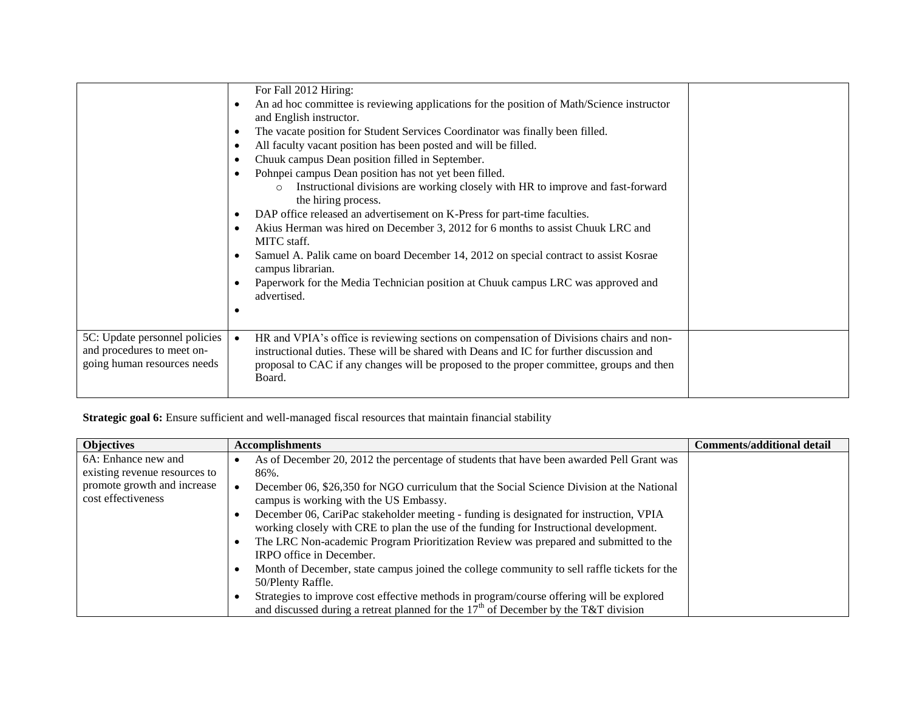| | | |
|---|---|---|
| | For Fall 2012 Hiring:<br>• An ad hoc committee is reviewing applications for the position of Math/Science instructor and English instructor.<br>• The vacate position for Student Services Coordinator was finally been filled.<br>• All faculty vacant position has been posted and will be filled.<br>• Chuuk campus Dean position filled in September.<br>• Pohnpei campus Dean position has not yet been filled.<br>  ○ Instructional divisions are working closely with HR to improve and fast-forward the hiring process.<br>• DAP office released an advertisement on K-Press for part-time faculties.<br>• Akius Herman was hired on December 3, 2012 for 6 months to assist Chuuk LRC and MITC staff.<br>• Samuel A. Palik came on board December 14, 2012 on special contract to assist Kosrae campus librarian.<br>• Paperwork for the Media Technician position at Chuuk campus LRC was approved and advertised.<br>• | |
| 5C: Update personnel policies and procedures to meet on-going human resources needs | • HR and VPIA's office is reviewing sections on compensation of Divisions chairs and non-instructional duties. These will be shared with Deans and IC for further discussion and proposal to CAC if any changes will be proposed to the proper committee, groups and then Board. | |

**Strategic goal 6:** Ensure sufficient and well-managed fiscal resources that maintain financial stability

| Objectives | Accomplishments | Comments/additional detail |
|---|---|---|
| 6A: Enhance new and existing revenue resources to promote growth and increase cost effectiveness | • As of December 20, 2012 the percentage of students that have been awarded Pell Grant was 86%.<br>• December 06, $26,350 for NGO curriculum that the Social Science Division at the National campus is working with the US Embassy.<br>• December 06, CariPac stakeholder meeting - funding is designated for instruction, VPIA working closely with CRE to plan the use of the funding for Instructional development.<br>• The LRC Non-academic Program Prioritization Review was prepared and submitted to the IRPO office in December.<br>• Month of December, state campus joined the college community to sell raffle tickets for the 50/Plenty Raffle.<br>• Strategies to improve cost effective methods in program/course offering will be explored and discussed during a retreat planned for the 17th of December by the T&T division | |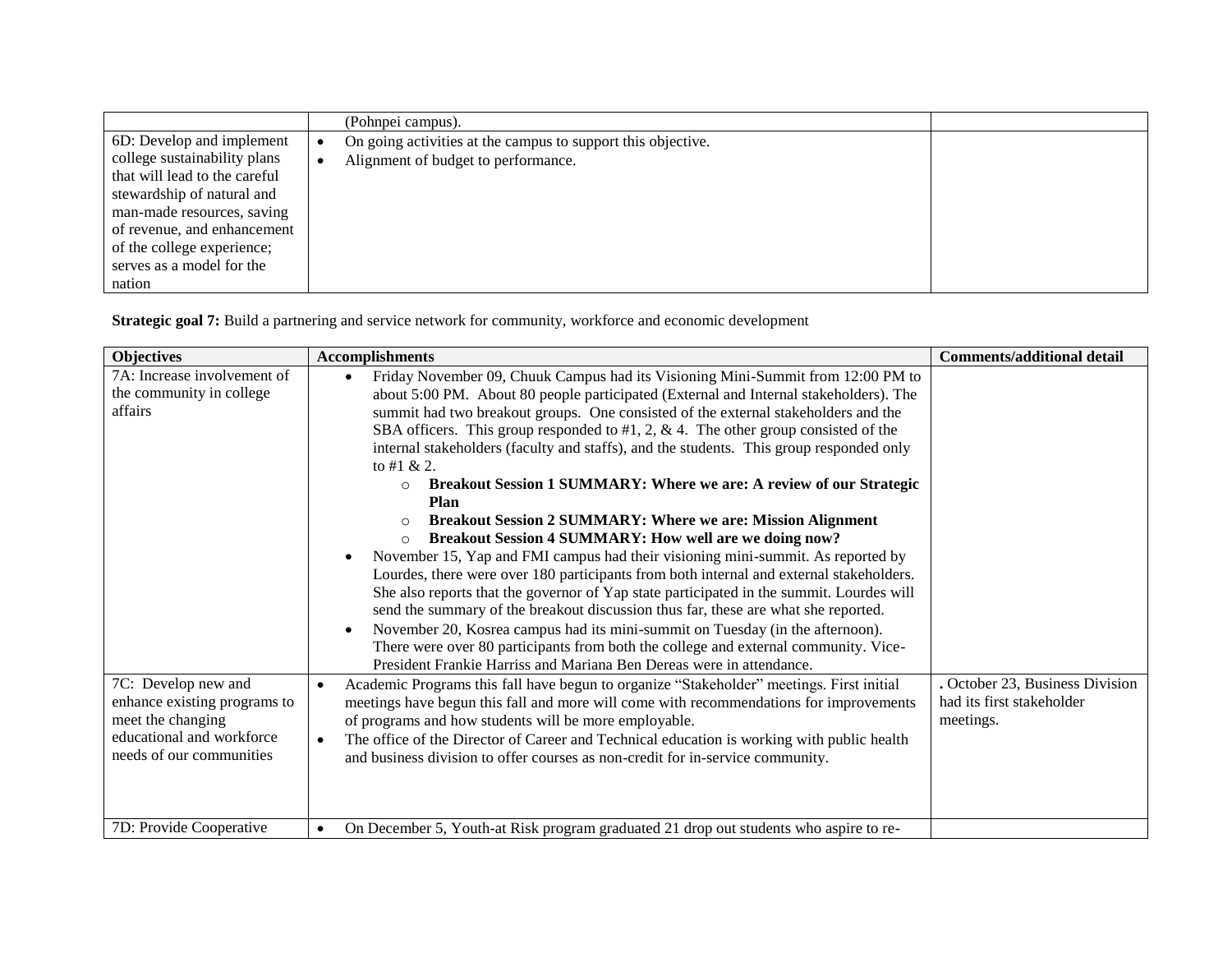| | | |
|---|---|---|
| | (Pohnpei campus). | |
| 6D: Develop and implement college sustainability plans that will lead to the careful stewardship of natural and man-made resources, saving of revenue, and enhancement of the college experience; serves as a model for the nation | • On going activities at the campus to support this objective.<br>• Alignment of budget to performance. | |

**Strategic goal 7:** Build a partnering and service network for community, workforce and economic development

| Objectives | Accomplishments | Comments/additional detail |
|---|---|---|
| 7A: Increase involvement of the community in college affairs | • Friday November 09, Chuuk Campus had its Visioning Mini-Summit from 12:00 PM to about 5:00 PM. About 80 people participated (External and Internal stakeholders). The summit had two breakout groups. One consisted of the external stakeholders and the SBA officers. This group responded to #1, 2, & 4. The other group consisted of the internal stakeholders (faculty and staffs), and the students. This group responded only to #1 & 2.<br>o **Breakout Session 1 SUMMARY: Where we are: A review of our Strategic Plan**<br>o **Breakout Session 2 SUMMARY: Where we are: Mission Alignment**<br>o **Breakout Session 4 SUMMARY: How well are we doing now?**<br>• November 15, Yap and FMI campus had their visioning mini-summit. As reported by Lourdes, there were over 180 participants from both internal and external stakeholders. She also reports that the governor of Yap state participated in the summit. Lourdes will send the summary of the breakout discussion thus far, these are what she reported.<br>• November 20, Kosrea campus had its mini-summit on Tuesday (in the afternoon). There were over 80 participants from both the college and external community. Vice-President Frankie Harriss and Mariana Ben Dereas were in attendance. | |
| 7C: Develop new and enhance existing programs to meet the changing educational and workforce needs of our communities | • Academic Programs this fall have begun to organize "Stakeholder" meetings. First initial meetings have begun this fall and more will come with recommendations for improvements of programs and how students will be more employable.<br>• The office of the Director of Career and Technical education is working with public health and business division to offer courses as non-credit for in-service community. | . October 23, Business Division had its first stakeholder meetings. |
| 7D: Provide Cooperative | • On December 5, Youth-at Risk program graduated 21 drop out students who aspire to re- | |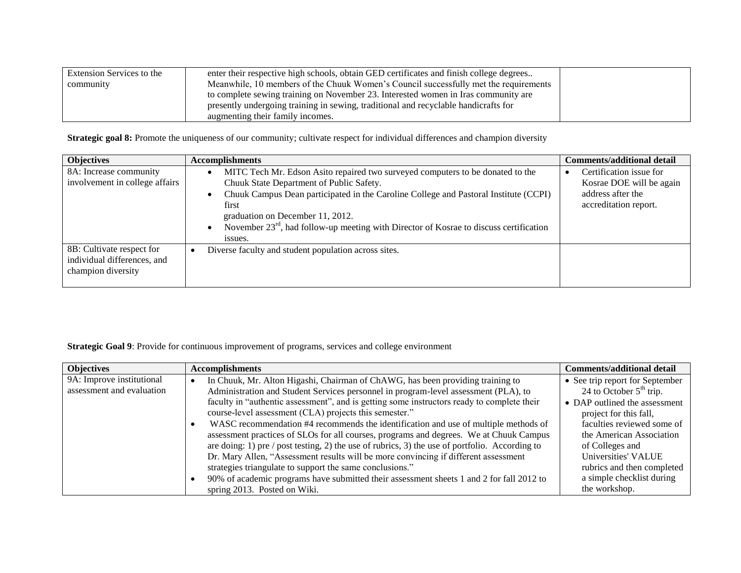| Extension Services to the community | enter their respective high schools, obtain GED certificates and finish college degrees.. Meanwhile, 10 members of the Chuuk Women's Council successfully met the requirements to complete sewing training on November 23. Interested women in Iras community are presently undergoing training in sewing, traditional and recyclable handicrafts for augmenting their family incomes. | |
|---|---|---|

**Strategic goal 8:** Promote the uniqueness of our community; cultivate respect for individual differences and champion diversity

| Objectives | Accomplishments | Comments/additional detail |
|---|---|---|
| 8A: Increase community involvement in college affairs | • MITC Tech Mr. Edson Asito repaired two surveyed computers to be donated to the Chuuk State Department of Public Safety.<br>• Chuuk Campus Dean participated in the Caroline College and Pastoral Institute (CCPI) first graduation on December 11, 2012.<br>• November 23rd, had follow-up meeting with Director of Kosrae to discuss certification issues. | • Certification issue for Kosrae DOE will be again address after the accreditation report. |
| 8B: Cultivate respect for individual differences, and champion diversity | • Diverse faculty and student population across sites. | |

**Strategic Goal 9**: Provide for continuous improvement of programs, services and college environment

| Objectives | Accomplishments | Comments/additional detail |
|---|---|---|
| 9A: Improve institutional assessment and evaluation | • In Chuuk, Mr. Alton Higashi, Chairman of ChAWG, has been providing training to Administration and Student Services personnel in program-level assessment (PLA), to faculty in "authentic assessment", and is getting some instructors ready to complete their course-level assessment (CLA) projects this semester."<br>• WASC recommendation #4 recommends the identification and use of multiple methods of assessment practices of SLOs for all courses, programs and degrees. We at Chuuk Campus are doing: 1) pre / post testing, 2) the use of rubrics, 3) the use of portfolio. According to Dr. Mary Allen, "Assessment results will be more convincing if different assessment strategies triangulate to support the same conclusions."<br>• 90% of academic programs have submitted their assessment sheets 1 and 2 for fall 2012 to spring 2013. Posted on Wiki. | • See trip report for September 24 to October 5th trip.<br>• DAP outlined the assessment project for this fall, faculties reviewed some of the American Association of Colleges and Universities' VALUE rubrics and then completed a simple checklist during the workshop. |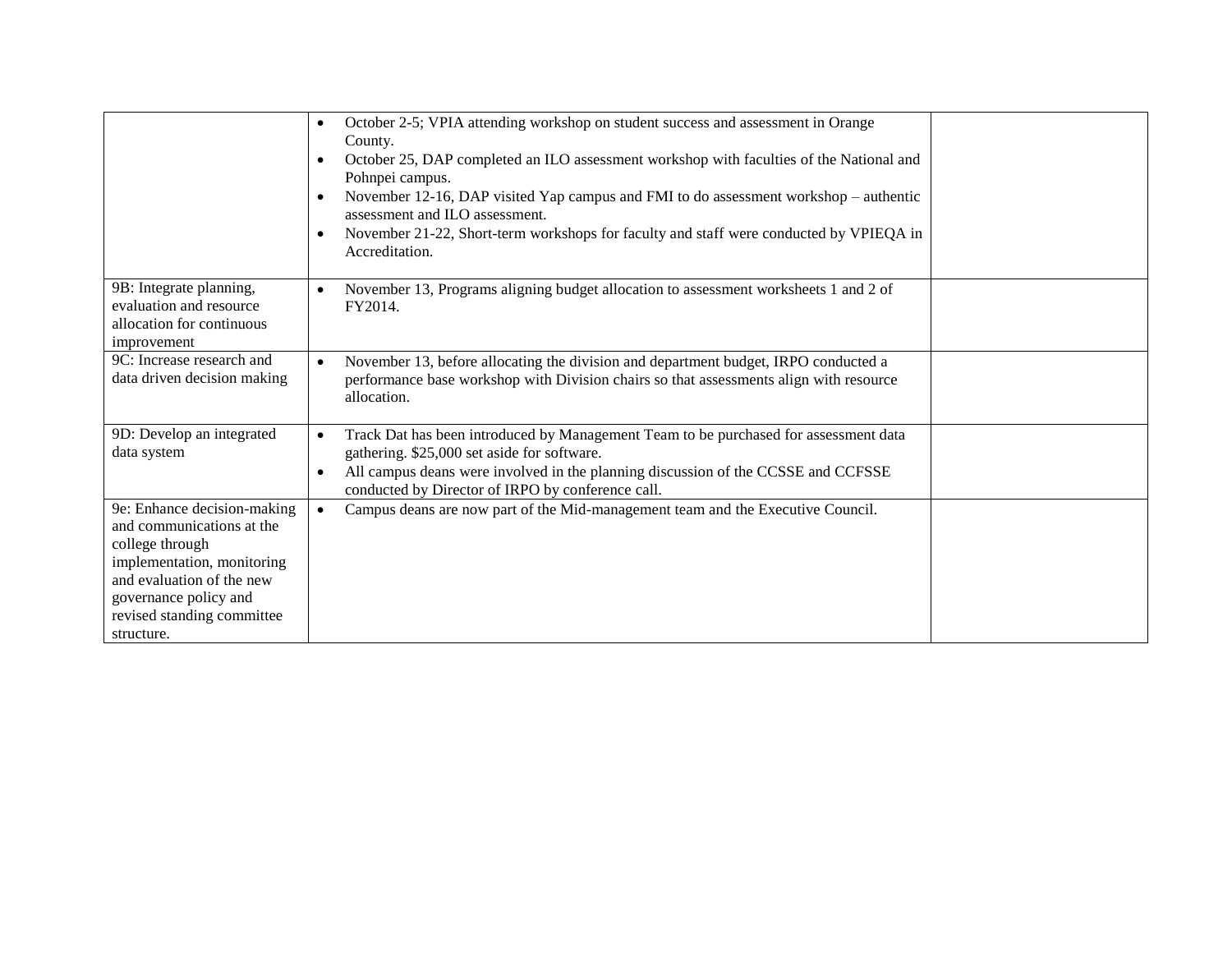| | | |
|---|---|---|
| | • October 2-5; VPIA attending workshop on student success and assessment in Orange County.<br>• October 25, DAP completed an ILO assessment workshop with faculties of the National and Pohnpei campus.<br>• November 12-16, DAP visited Yap campus and FMI to do assessment workshop – authentic assessment and ILO assessment.<br>• November 21-22, Short-term workshops for faculty and staff were conducted by VPIEQA in Accreditation. | |
| 9B: Integrate planning, evaluation and resource allocation for continuous improvement | • November 13, Programs aligning budget allocation to assessment worksheets 1 and 2 of FY2014. | |
| 9C: Increase research and data driven decision making | • November 13, before allocating the division and department budget, IRPO conducted a performance base workshop with Division chairs so that assessments align with resource allocation. | |
| 9D: Develop an integrated data system | • Track Dat has been introduced by Management Team to be purchased for assessment data gathering. $25,000 set aside for software.<br>• All campus deans were involved in the planning discussion of the CCSSE and CCFSSE conducted by Director of IRPO by conference call. | |
| 9e: Enhance decision-making and communications at the college through implementation, monitoring and evaluation of the new governance policy and revised standing committee structure. | • Campus deans are now part of the Mid-management team and the Executive Council. | |